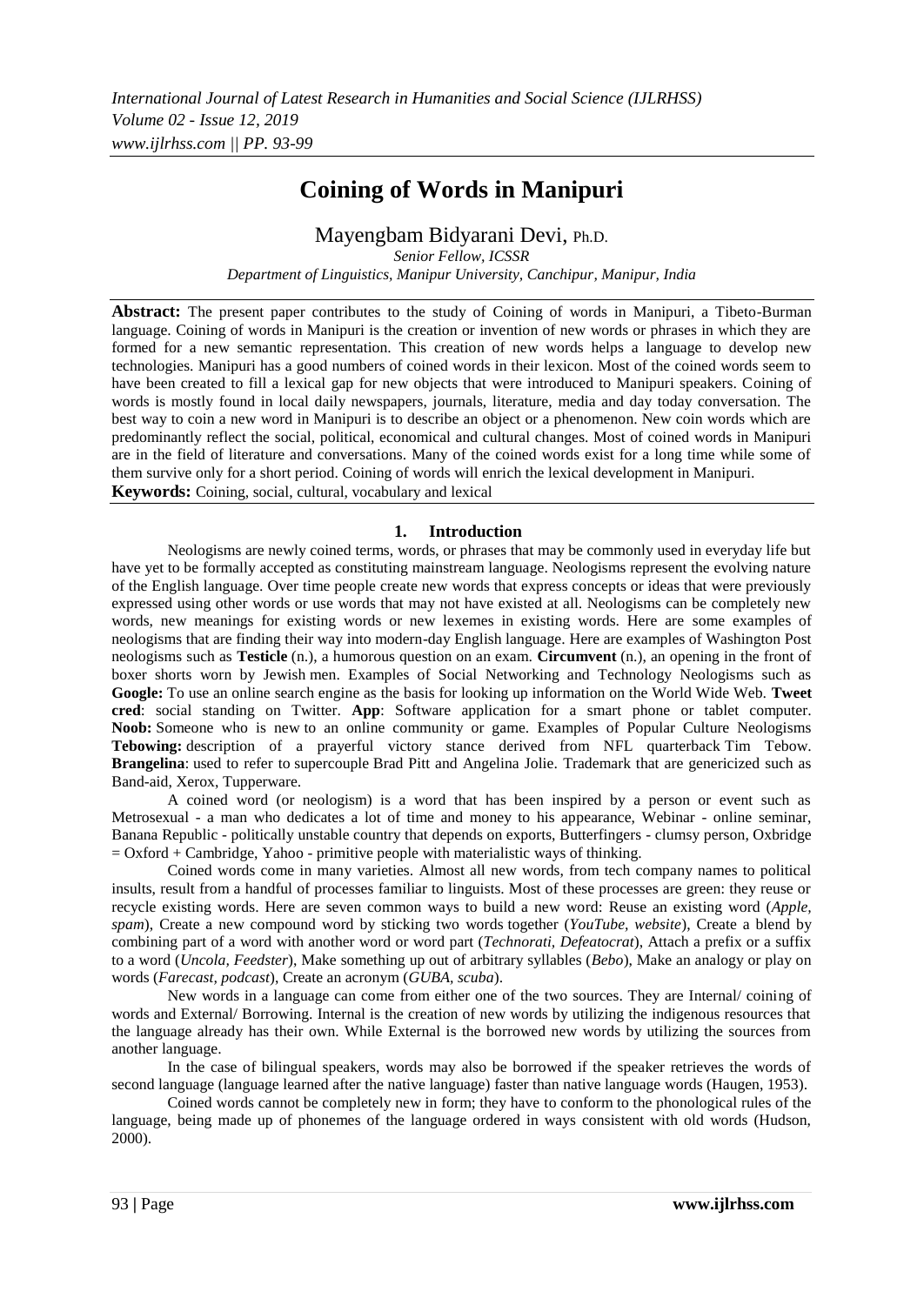# Coining of Words in Manipuri

Mayengbam Bidyarani Devi, Ph.D.

*Senior Fellow, ICSSR*

*Department of Linguistics, Manipur University, Canchipur, Manipur, India*

**Abstract:** The present paper contributes to the study of Coining of words in Manipuri, a Tibeto-Burman language. Coining of words in Manipuri is the creation or invention of new words or phrases in which they are formed for a new semantic representation. This creation of new words helps a language to develop new technologies. Manipuri has a good numbers of coined words in their lexicon. Most of the coined words seem to have been created to fill a lexical gap for new objects that were introduced to Manipuri speakers. Coining of words is mostly found in local daily newspapers, journals, literature, media and day today conversation. The best way to coin a new word in Manipuri is to describe an object or a phenomenon. New coin words which are predominantly reflect the social, political, economical and cultural changes. Most of coined words in Manipuri are in the field of literature and conversations. Many of the coined words exist for a long time while some of them survive only for a short period. Coining of words will enrich the lexical development in Manipuri.

**Keywords:** Coining, social, cultural, vocabulary and lexical

## 1. Introduction

Neologisms are newly coined terms, words, or phrases that may be commonly used in everyday life but have yet to be formally accepted as constituting mainstream language. Neologisms represent the evolving nature of the English language. Over time people create new words that express concepts or ideas that were previously expressed using other words or use words that may not have existed at all. Neologisms can be completely new words, new meanings for existing words or new lexemes in existing words. Here are some examples of neologisms that are finding their way into modern-day English language. Here are examples of Washington Post neologisms such as **Testicle** (n.), a humorous question on an exam. **Circumvent** (n.), an opening in the front of boxer shorts worn by Jewish men. Examples of Social Networking and Technology Neologisms such as **Google:** To use an online search engine as the basis for looking up information on the World Wide Web. **Tweet cred**: social standing on Twitter. **App**: Software application for a smart phone or tablet computer. **Noob:** Someone who is new to an online community or game. Examples of Popular Culture Neologisms **Tebowing:** description of a prayerful victory stance derived from NFL quarterback Tim Tebow. **Brangelina**: used to refer to supercouple Brad Pitt and Angelina Jolie. Trademark that are genericized such as Band-aid, Xerox, Tupperware.

A coined word (or neologism) is a word that has been inspired by a person or event such as Metrosexual - a man who dedicates a lot of time and money to his appearance, Webinar - online seminar, Banana Republic - politically unstable country that depends on exports, Butterfingers - clumsy person, Oxbridge = Oxford + Cambridge, Yahoo - primitive people with materialistic ways of thinking.

Coined words come in many varieties. Almost all new words, from tech company names to political insults, result from a handful of processes familiar to linguists. Most of these processes are green: they reuse or recycle existing words. Here are seven common ways to build a new word: Reuse an existing word (*Apple, spam*), Create a new compound word by sticking two words together (*YouTube, website*), Create a blend by combining part of a word with another word or word part (*Technorati, Defeatocrat*), Attach a prefix or a suffix to a word (*Uncola, Feedster*), Make something up out of arbitrary syllables (*Bebo*), Make an analogy or play on words (*Farecast, podcast*), Create an acronym (*GUBA, scuba*).

New words in a language can come from either one of the two sources. They are Internal/ coining of words and External/ Borrowing. Internal is the creation of new words by utilizing the indigenous resources that the language already has their own. While External is the borrowed new words by utilizing the sources from another language.

In the case of bilingual speakers, words may also be borrowed if the speaker retrieves the words of second language (language learned after the native language) faster than native language words (Haugen, 1953).

Coined words cannot be completely new in form; they have to conform to the phonological rules of the language, being made up of phonemes of the language ordered in ways consistent with old words (Hudson, 2000).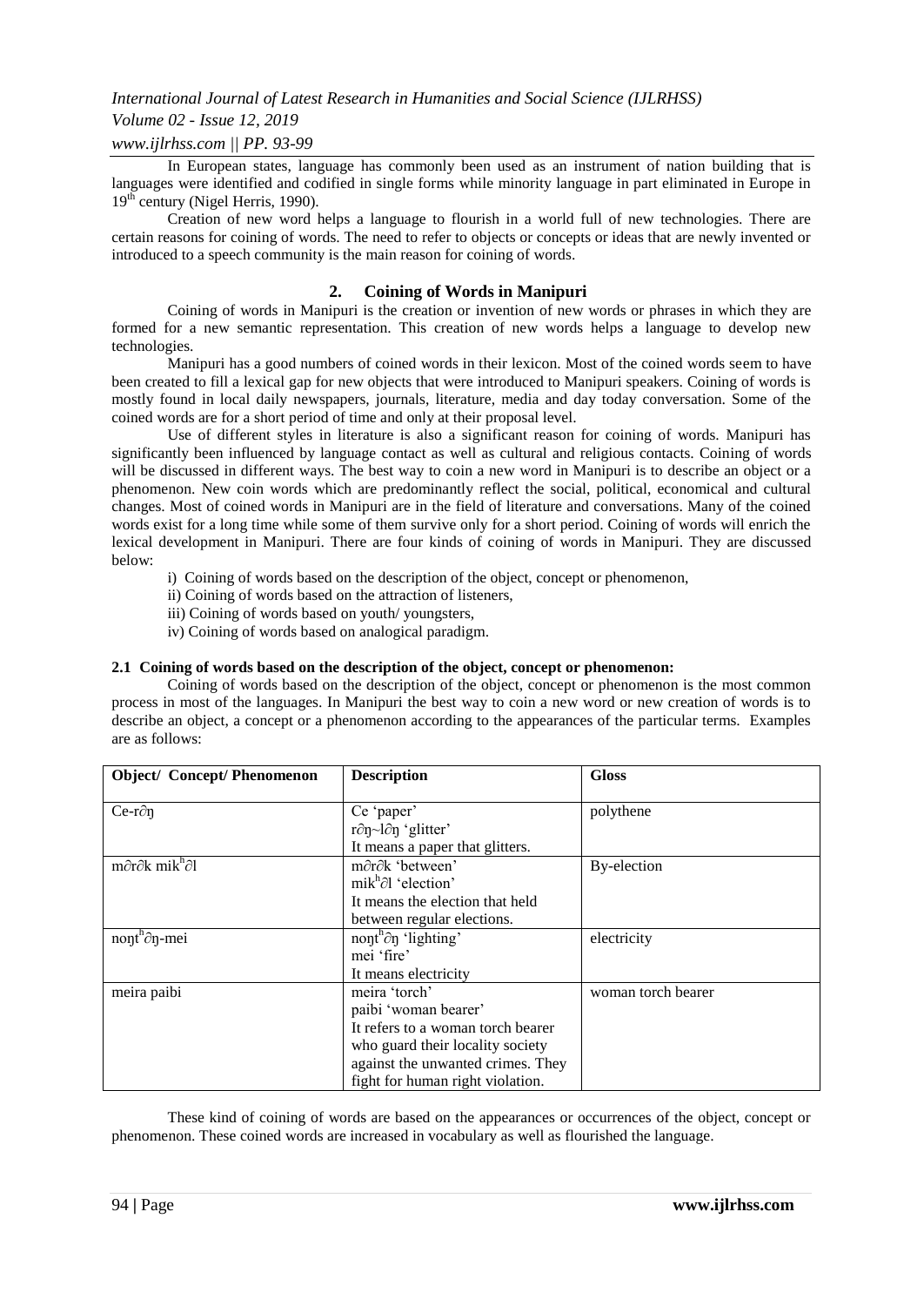In European states, language has commonly been used as an instrument of nation building that is languages were identified and codified in single forms while minority language in part eliminated in Europe in 19th century (Nigel Herris, 1990).

Creation of new word helps a language to flourish in a world full of new technologies. There are certain reasons for coining of words. The need to refer to objects or concepts or ideas that are newly invented or introduced to a speech community is the main reason for coining of words.

## 2. Coining of Words in Manipuri

Coining of words in Manipuri is the creation or invention of new words or phrases in which they are formed for a new semantic representation. This creation of new words helps a language to develop new technologies.

Manipuri has a good numbers of coined words in their lexicon. Most of the coined words seem to have been created to fill a lexical gap for new objects that were introduced to Manipuri speakers. Coining of words is mostly found in local daily newspapers, journals, literature, media and day today conversation. Some of the coined words are for a short period of time and only at their proposal level.

Use of different styles in literature is also a significant reason for coining of words. Manipuri has significantly been influenced by language contact as well as cultural and religious contacts. Coining of words will be discussed in different ways. The best way to coin a new word in Manipuri is to describe an object or a phenomenon. New coin words which are predominantly reflect the social, political, economical and cultural changes. Most of coined words in Manipuri are in the field of literature and conversations. Many of the coined words exist for a long time while some of them survive only for a short period. Coining of words will enrich the lexical development in Manipuri. There are four kinds of coining of words in Manipuri. They are discussed below:

i) Coining of words based on the description of the object, concept or phenomenon,

ii) Coining of words based on the attraction of listeners,

iii) Coining of words based on youth/ youngsters,

iv) Coining of words based on analogical paradigm.

### 2.1 Coining of words based on the description of the object, concept or phenomenon:

Coining of words based on the description of the object, concept or phenomenon is the most common process in most of the languages. In Manipuri the best way to coin a new word or new creation of words is to describe an object, a concept or a phenomenon according to the appearances of the particular terms. Examples are as follows:

| Object/ Concept/ Phenomenon | Description | Gloss |
|---|---|---|
| Ce-r∂ŋ | Ce 'paper'<br>r∂ŋ~l∂ŋ 'glitter'<br>It means a paper that glitters. | polythene |
| m∂r∂k mik$^h$∂l | m∂r∂k 'between'<br>mik$^h$∂l 'election'<br>It means the election that held between regular elections. | By-election |
| noŋt$^h$∂ŋ-mei | noŋt$^h$∂ŋ 'lighting'<br>mei 'fire'<br>It means electricity | electricity |
| meira paibi | meira 'torch'<br>paibi 'woman bearer'<br>It refers to a woman torch bearer who guard their locality society against the unwanted crimes. They fight for human right violation. | woman torch bearer |

These kind of coining of words are based on the appearances or occurrences of the object, concept or phenomenon. These coined words are increased in vocabulary as well as flourished the language.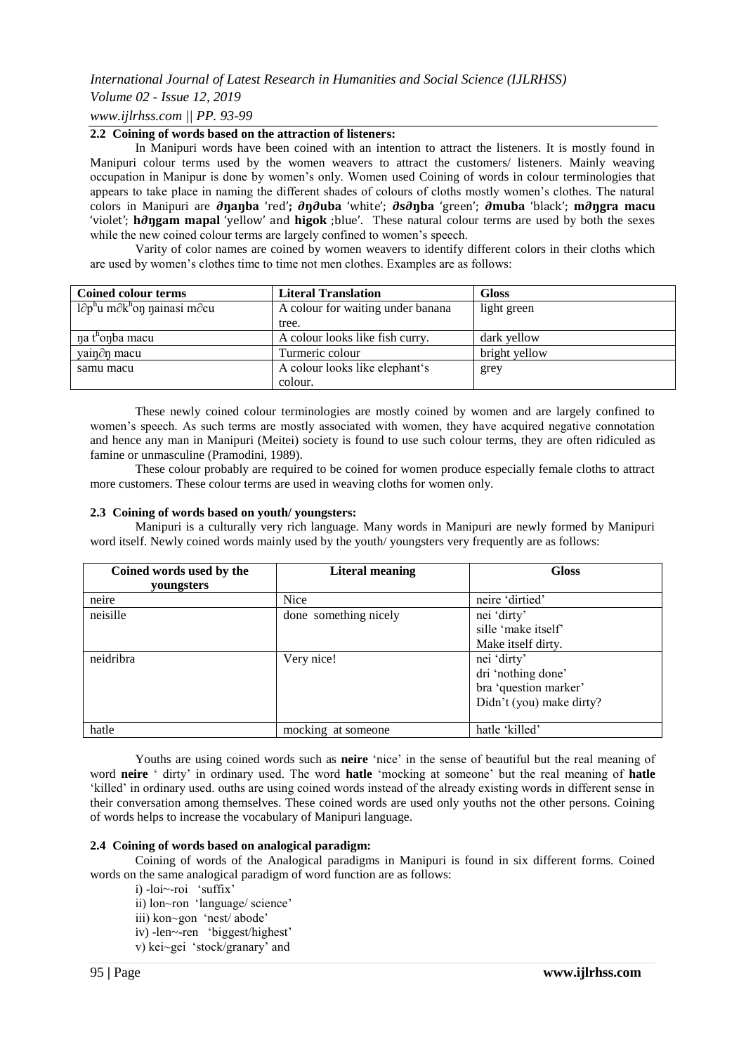### 2.2 Coining of words based on the attraction of listeners:

In Manipuri words have been coined with an intention to attract the listeners. It is mostly found in Manipuri colour terms used by the women weavers to attract the customers/ listeners. Mainly weaving occupation in Manipur is done by women's only. Women used Coining of words in colour terminologies that appears to take place in naming the different shades of colours of cloths mostly women's clothes. The natural colors in Manipuri are **∂ŋaŋba** 'red'**; ∂ŋ∂uba** 'white'; **∂s∂ŋba** 'green'; **∂muba** 'black'; **m∂ŋgra macu** 'violet'; **h∂ŋgam mapal** 'yellow' and **higok** ;blue'. These natural colour terms are used by both the sexes while the new coined colour terms are largely confined to women's speech.

Varity of color names are coined by women weavers to identify different colors in their cloths which are used by women's clothes time to time not men clothes. Examples are as follows:

| Coined colour terms | Literal Translation | Gloss |
|---|---|---|
| l∂pʰu m∂kʰoŋ ŋainasi m∂cu | A colour for waiting under banana tree. | light green |
| ŋa tʰoŋba macu | A colour looks like fish curry. | dark yellow |
| yaiŋ∂ŋ macu | Turmeric colour | bright yellow |
| samu macu | A colour looks like elephant's colour. | grey |

These newly coined colour terminologies are mostly coined by women and are largely confined to women's speech. As such terms are mostly associated with women, they have acquired negative connotation and hence any man in Manipuri (Meitei) society is found to use such colour terms, they are often ridiculed as famine or unmasculine (Pramodini, 1989).

These colour probably are required to be coined for women produce especially female cloths to attract more customers. These colour terms are used in weaving cloths for women only.

### 2.3 Coining of words based on youth/ youngsters:

Manipuri is a culturally very rich language. Many words in Manipuri are newly formed by Manipuri word itself. Newly coined words mainly used by the youth/ youngsters very frequently are as follows:

| Coined words used by the youngsters | Literal meaning | Gloss |
|---|---|---|
| neire | Nice | neire 'dirtied' |
| neisille | done something nicely | nei 'dirty'<br>sille 'make itself'<br>Make itself dirty. |
| neidribra | Very nice! | nei 'dirty'<br>dri 'nothing done'<br>bra 'question marker'<br>Didn't (you) make dirty? |
| hatle | mocking at someone | hatle 'killed' |

Youths are using coined words such as **neire** 'nice' in the sense of beautiful but the real meaning of word **neire** ' dirty' in ordinary used. The word **hatle** 'mocking at someone' but the real meaning of **hatle** 'killed' in ordinary used. ouths are using coined words instead of the already existing words in different sense in their conversation among themselves. These coined words are used only youths not the other persons. Coining of words helps to increase the vocabulary of Manipuri language.

### 2.4 Coining of words based on analogical paradigm:

Coining of words of the Analogical paradigms in Manipuri is found in six different forms. Coined words on the same analogical paradigm of word function are as follows:

i) -loi~-roi 'suffix'
ii) lon~ron 'language/ science'
iii) kon~gon 'nest/ abode'
iv) -len~-ren 'biggest/highest'
v) kei~gei 'stock/granary' and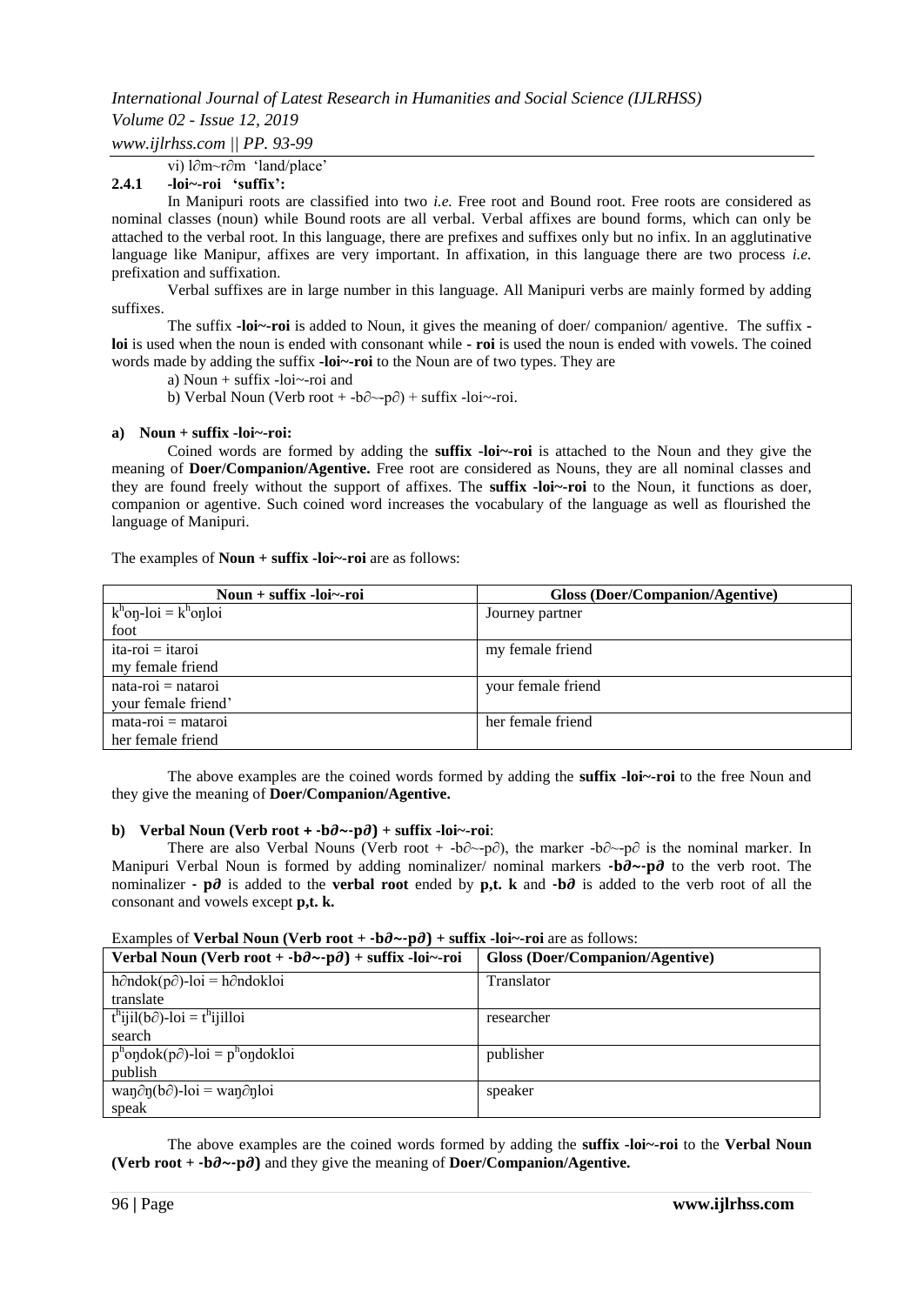vi) l∂m~r∂m 'land/place'

### 2.4.1 -loi~-roi 'suffix':

In Manipuri roots are classified into two *i.e.* Free root and Bound root. Free roots are considered as nominal classes (noun) while Bound roots are all verbal. Verbal affixes are bound forms, which can only be attached to the verbal root. In this language, there are prefixes and suffixes only but no infix. In an agglutinative language like Manipur, affixes are very important. In affixation, in this language there are two process *i.e.* prefixation and suffixation.

Verbal suffixes are in large number in this language. All Manipuri verbs are mainly formed by adding suffixes.

The suffix **-loi~-roi** is added to Noun, it gives the meaning of doer/ companion/ agentive. The suffix **-loi** is used when the noun is ended with consonant while **- roi** is used the noun is ended with vowels. The coined words made by adding the suffix **-loi~-roi** to the Noun are of two types. They are

a) Noun + suffix -loi~-roi and

b) Verbal Noun (Verb root + -b∂~-p∂) + suffix -loi~-roi.

**a) Noun + suffix -loi~-roi:**

Coined words are formed by adding the **suffix -loi~-roi** is attached to the Noun and they give the meaning of **Doer/Companion/Agentive.** Free root are considered as Nouns, they are all nominal classes and they are found freely without the support of affixes. The **suffix -loi~-roi** to the Noun, it functions as doer, companion or agentive. Such coined word increases the vocabulary of the language as well as flourished the language of Manipuri.

The examples of **Noun + suffix -loi~-roi** are as follows:

| Noun + suffix -loi~-roi | Gloss (Doer/Companion/Agentive) |
|---|---|
| $k^h$oŋ-loi = $k^h$oŋloi<br>foot | Journey partner |
| ita-roi = itaroi<br>my female friend | my female friend |
| nata-roi = nataroi<br>your female friend' | your female friend |
| mata-roi = mataroi<br>her female friend | her female friend |

The above examples are the coined words formed by adding the **suffix -loi~-roi** to the free Noun and they give the meaning of **Doer/Companion/Agentive.**

**b) Verbal Noun (Verb root + -b∂~-p∂) + suffix -loi~-roi**:

There are also Verbal Nouns (Verb root + -b∂~-p∂), the marker -b∂~-p∂ is the nominal marker. In Manipuri Verbal Noun is formed by adding nominalizer/ nominal markers **-b∂~-p∂** to the verb root. The nominalizer **- p∂** is added to the **verbal root** ended by **p,t. k** and **-b∂** is added to the verb root of all the consonant and vowels except **p,t. k.**

Examples of **Verbal Noun (Verb root + -b∂~-p∂) + suffix -loi~-roi** are as follows:

| Verbal Noun (Verb root + -b∂~-p∂) + suffix -loi~-roi | Gloss (Doer/Companion/Agentive) |
|---|---|
| h∂ndok(p∂)-loi = h∂ndokloi<br>translate | Translator |
| $t^h$ijil(b∂)-loi = $t^h$ijilloi<br>search | researcher |
| $p^h$oŋdok(p∂)-loi = $p^h$oŋdokloi<br>publish | publisher |
| waŋ∂ŋ(b∂)-loi = waŋ∂ŋloi<br>speak | speaker |

The above examples are the coined words formed by adding the **suffix -loi~-roi** to the **Verbal Noun (Verb root + -b∂~-p∂)** and they give the meaning of **Doer/Companion/Agentive.**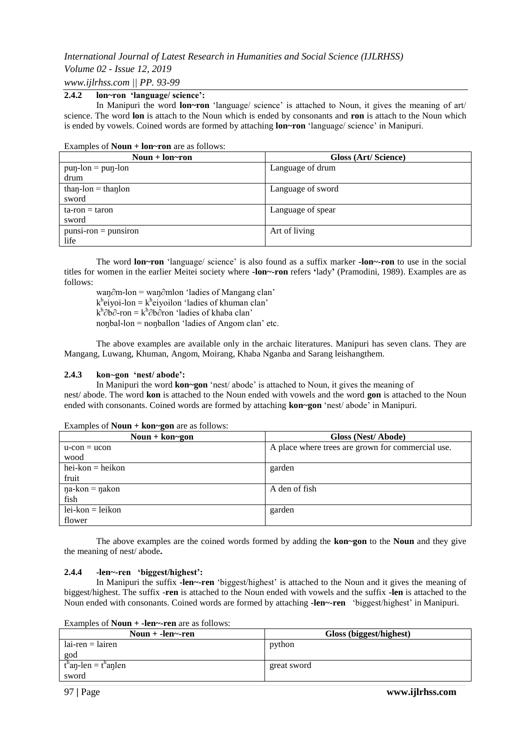### 2.4.2 lon~ron 'language/ science':

In Manipuri the word **lon~ron** 'language/ science' is attached to Noun, it gives the meaning of art/ science. The word **lon** is attach to the Noun which is ended by consonants and **ron** is attach to the Noun which is ended by vowels. Coined words are formed by attaching **lon~ron** 'language/ science' in Manipuri.

Examples of **Noun + lon~ron** are as follows:

| Noun + lon~ron | Gloss (Art/ Science) |
|---|---|
| puŋ-lon = puŋ-lon<br>drum | Language of drum |
| thaŋ-lon = thaŋlon<br>sword | Language of sword |
| ta-ron = taron<br>sword | Language of spear |
| punsi-ron = punsiron<br>life | Art of living |

The word **lon~ron** 'language/ science' is also found as a suffix marker **-lon~-ron** to use in the social titles for women in the earlier Meitei society where **-lon~-ron** refers **'**lady**'** (Pramodini, 1989). Examples are as follows:

waŋ∂m-lon = waŋ∂mlon 'ladies of Mangang clan'
$k^h$eiyoi-lon = $k^h$eiyoilon 'ladies of khuman clan'
$k^h$∂b∂-ron = $k^h$∂b∂ron 'ladies of khaba clan'
noŋbal-lon = noŋballon 'ladies of Angom clan' etc.

The above examples are available only in the archaic literatures. Manipuri has seven clans. They are Mangang, Luwang, Khuman, Angom, Moirang, Khaba Nganba and Sarang leishangthem.

### 2.4.3 kon~gon 'nest/ abode':

In Manipuri the word **kon~gon** 'nest/ abode' is attached to Noun, it gives the meaning of nest/ abode. The word **kon** is attached to the Noun ended with vowels and the word **gon** is attached to the Noun ended with consonants. Coined words are formed by attaching **kon~gon** 'nest/ abode' in Manipuri.

Examples of **Noun + kon~gon** are as follows:

| Noun + kon~gon | Gloss (Nest/ Abode) |
|---|---|
| u-con = ucon<br>wood | A place where trees are grown for commercial use. |
| hei-kon = heikon<br>fruit | garden |
| ŋa-kon = ŋakon<br>fish | A den of fish |
| lei-kon = leikon<br>flower | garden |

The above examples are the coined words formed by adding the **kon~gon** to the **Noun** and they give the meaning of nest/ abode**.**

### 2.4.4 -len~-ren 'biggest/highest':

In Manipuri the suffix **-len~-ren** 'biggest/highest' is attached to the Noun and it gives the meaning of biggest/highest. The suffix **-ren** is attached to the Noun ended with vowels and the suffix **-len** is attached to the Noun ended with consonants. Coined words are formed by attaching **-len~-ren** 'biggest/highest' in Manipuri.

Examples of **Noun + -len~-ren** are as follows:

| Noun + -len~-ren | Gloss (biggest/highest) |
|---|---|
| lai-ren = lairen<br>god | python |
| $t^h$aŋ-len = $t^h$aŋlen<br>sword | great sword |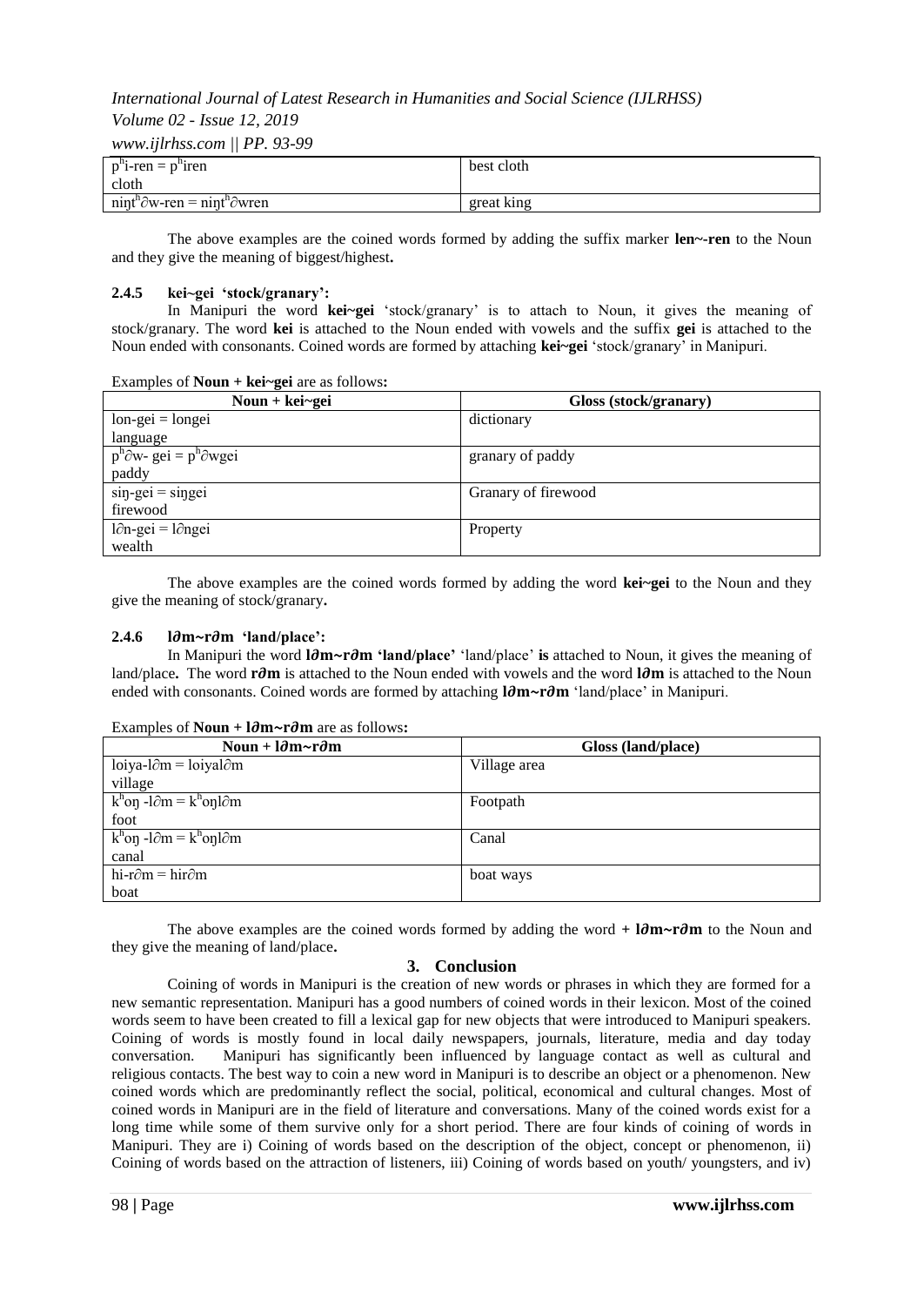| | |
|---|---|
| $p^h$i-ren = $p^h$iren<br>cloth | best cloth |
| niŋ$t^h$∂w-ren = niŋ$t^h$∂wren | great king |

The above examples are the coined words formed by adding the suffix marker **len~-ren** to the Noun and they give the meaning of biggest/highest**.**

### 2.4.5 kei~gei 'stock/granary':

In Manipuri the word **kei~gei** 'stock/granary' is to attach to Noun, it gives the meaning of stock/granary. The word **kei** is attached to the Noun ended with vowels and the suffix **gei** is attached to the Noun ended with consonants. Coined words are formed by attaching **kei~gei** 'stock/granary' in Manipuri.

Examples of **Noun + kei~gei** are as follows**:**

| Noun + kei~gei | Gloss (stock/granary) |
|---|---|
| lon-gei = longei<br>language | dictionary |
| $p^h$∂w- gei = $p^h$∂wgei<br>paddy | granary of paddy |
| siŋ-gei = siŋgei<br>firewood | Granary of firewood |
| l∂n-gei = l∂ngei<br>wealth | Property |

The above examples are the coined words formed by adding the word **kei~gei** to the Noun and they give the meaning of stock/granary**.**

### 2.4.6 l∂m~r∂m 'land/place':

In Manipuri the word **l∂m~r∂m 'land/place'** 'land/place' **is** attached to Noun, it gives the meaning of land/place**.** The word **r∂m** is attached to the Noun ended with vowels and the word **l∂m** is attached to the Noun ended with consonants. Coined words are formed by attaching **l∂m~r∂m** 'land/place' in Manipuri.

Examples of **Noun + l∂m~r∂m** are as follows**:**

| Noun + l∂m~r∂m | Gloss (land/place) |
|---|---|
| loiya-l∂m = loiyal∂m<br>village | Village area |
| $k^h$oŋ -l∂m = $k^h$oŋl∂m<br>foot | Footpath |
| $k^h$oŋ -l∂m = $k^h$oŋl∂m<br>canal | Canal |
| hi-r∂m = hir∂m<br>boat | boat ways |

The above examples are the coined words formed by adding the word **+ l∂m~r∂m** to the Noun and they give the meaning of land/place**.**

## 3. Conclusion

Coining of words in Manipuri is the creation of new words or phrases in which they are formed for a new semantic representation. Manipuri has a good numbers of coined words in their lexicon. Most of the coined words seem to have been created to fill a lexical gap for new objects that were introduced to Manipuri speakers. Coining of words is mostly found in local daily newspapers, journals, literature, media and day today conversation. Manipuri has significantly been influenced by language contact as well as cultural and religious contacts. The best way to coin a new word in Manipuri is to describe an object or a phenomenon. New coined words which are predominantly reflect the social, political, economical and cultural changes. Most of coined words in Manipuri are in the field of literature and conversations. Many of the coined words exist for a long time while some of them survive only for a short period. There are four kinds of coining of words in Manipuri. They are i) Coining of words based on the description of the object, concept or phenomenon, ii) Coining of words based on the attraction of listeners, iii) Coining of words based on youth/ youngsters, and iv)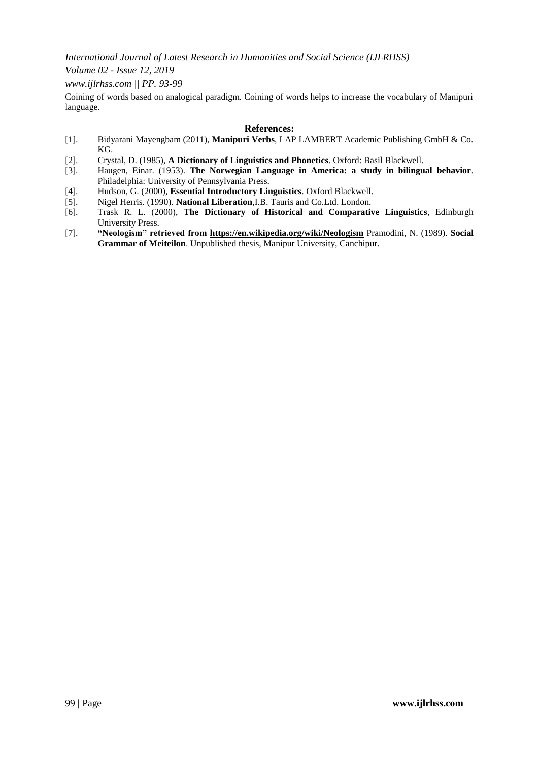Coining of words based on analogical paradigm. Coining of words helps to increase the vocabulary of Manipuri language.

## References:

[1]. Bidyarani Mayengbam (2011), **Manipuri Verbs**, LAP LAMBERT Academic Publishing GmbH & Co. KG.

[2]. Crystal, D. (1985), **A Dictionary of Linguistics and Phonetics**. Oxford: Basil Blackwell.

[3]. Haugen, Einar. (1953). **The Norwegian Language in America: a study in bilingual behavior**. Philadelphia: University of Pennsylvania Press.

[4]. Hudson, G. (2000), **Essential Introductory Linguistics**. Oxford Blackwell.

[5]. Nigel Herris. (1990). **National Liberation**,I.B. Tauris and Co.Ltd. London.

[6]. Trask R. L. (2000), **The Dictionary of Historical and Comparative Linguistics**, Edinburgh University Press.

[7]. **"Neologism" retrieved from https://en.wikipedia.org/wiki/Neologism** Pramodini, N. (1989). **Social Grammar of Meiteilon**. Unpublished thesis, Manipur University, Canchipur.